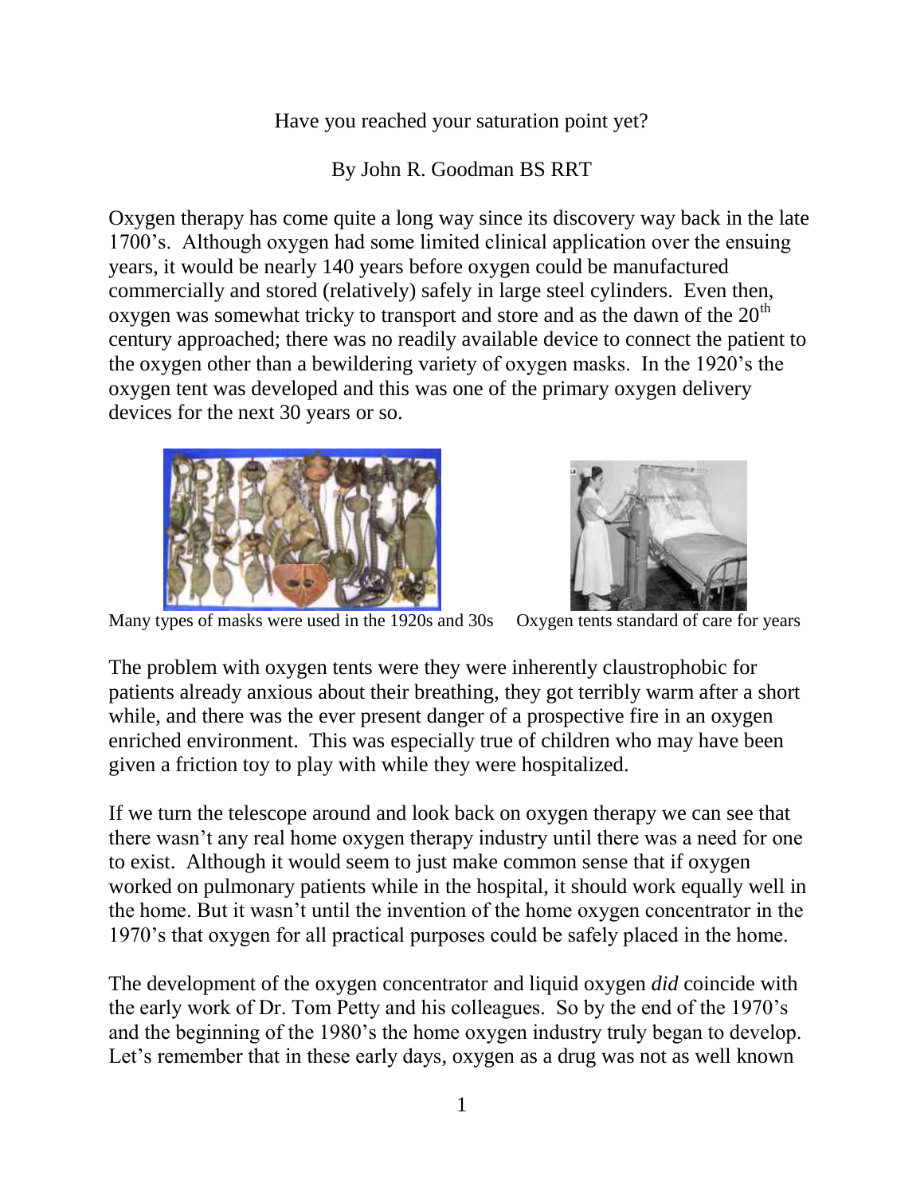Have you reached your saturation point yet?

By John R. Goodman BS RRT

Oxygen therapy has come quite a long way since its discovery way back in the late 1700's. Although oxygen had some limited clinical application over the ensuing years, it would be nearly 140 years before oxygen could be manufactured commercially and stored (relatively) safely in large steel cylinders. Even then, oxygen was somewhat tricky to transport and store and as the dawn of the 20th century approached; there was no readily available device to connect the patient to the oxygen other than a bewildering variety of oxygen masks. In the 1920's the oxygen tent was developed and this was one of the primary oxygen delivery devices for the next 30 years or so.

Many types of masks were used in the 1920s and 30s

Oxygen tents standard of care for years

The problem with oxygen tents were they were inherently claustrophobic for patients already anxious about their breathing, they got terribly warm after a short while, and there was the ever present danger of a prospective fire in an oxygen enriched environment. This was especially true of children who may have been given a friction toy to play with while they were hospitalized.

If we turn the telescope around and look back on oxygen therapy we can see that there wasn't any real home oxygen therapy industry until there was a need for one to exist. Although it would seem to just make common sense that if oxygen worked on pulmonary patients while in the hospital, it should work equally well in the home. But it wasn't until the invention of the home oxygen concentrator in the 1970's that oxygen for all practical purposes could be safely placed in the home.

The development of the oxygen concentrator and liquid oxygen *did* coincide with the early work of Dr. Tom Petty and his colleagues. So by the end of the 1970's and the beginning of the 1980's the home oxygen industry truly began to develop. Let's remember that in these early days, oxygen as a drug was not as well known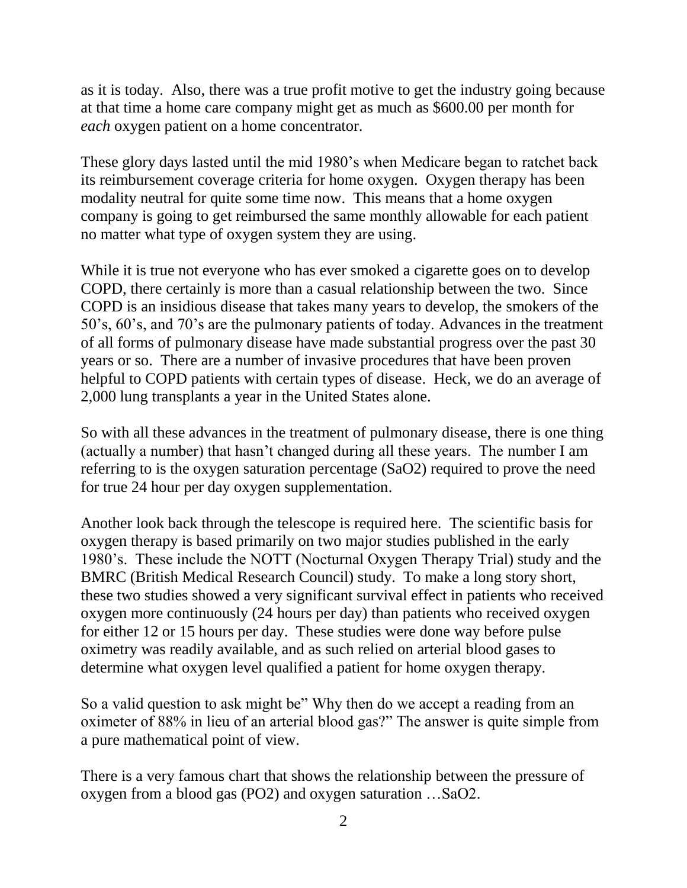as it is today. Also, there was a true profit motive to get the industry going because at that time a home care company might get as much as $600.00 per month for *each* oxygen patient on a home concentrator.

These glory days lasted until the mid 1980's when Medicare began to ratchet back its reimbursement coverage criteria for home oxygen. Oxygen therapy has been modality neutral for quite some time now. This means that a home oxygen company is going to get reimbursed the same monthly allowable for each patient no matter what type of oxygen system they are using.

While it is true not everyone who has ever smoked a cigarette goes on to develop COPD, there certainly is more than a casual relationship between the two. Since COPD is an insidious disease that takes many years to develop, the smokers of the 50's, 60's, and 70's are the pulmonary patients of today. Advances in the treatment of all forms of pulmonary disease have made substantial progress over the past 30 years or so. There are a number of invasive procedures that have been proven helpful to COPD patients with certain types of disease. Heck, we do an average of 2,000 lung transplants a year in the United States alone.

So with all these advances in the treatment of pulmonary disease, there is one thing (actually a number) that hasn't changed during all these years. The number I am referring to is the oxygen saturation percentage ($SaO_2$) required to prove the need for true 24 hour per day oxygen supplementation.

Another look back through the telescope is required here. The scientific basis for oxygen therapy is based primarily on two major studies published in the early 1980's. These include the NOTT (Nocturnal Oxygen Therapy Trial) study and the BMRC (British Medical Research Council) study. To make a long story short, these two studies showed a very significant survival effect in patients who received oxygen more continuously (24 hours per day) than patients who received oxygen for either 12 or 15 hours per day. These studies were done way before pulse oximetry was readily available, and as such relied on arterial blood gases to determine what oxygen level qualified a patient for home oxygen therapy.

So a valid question to ask might be" Why then do we accept a reading from an oximeter of 88% in lieu of an arterial blood gas?" The answer is quite simple from a pure mathematical point of view.

There is a very famous chart that shows the relationship between the pressure of oxygen from a blood gas ($PO_2$) and oxygen saturation …$SaO_2$.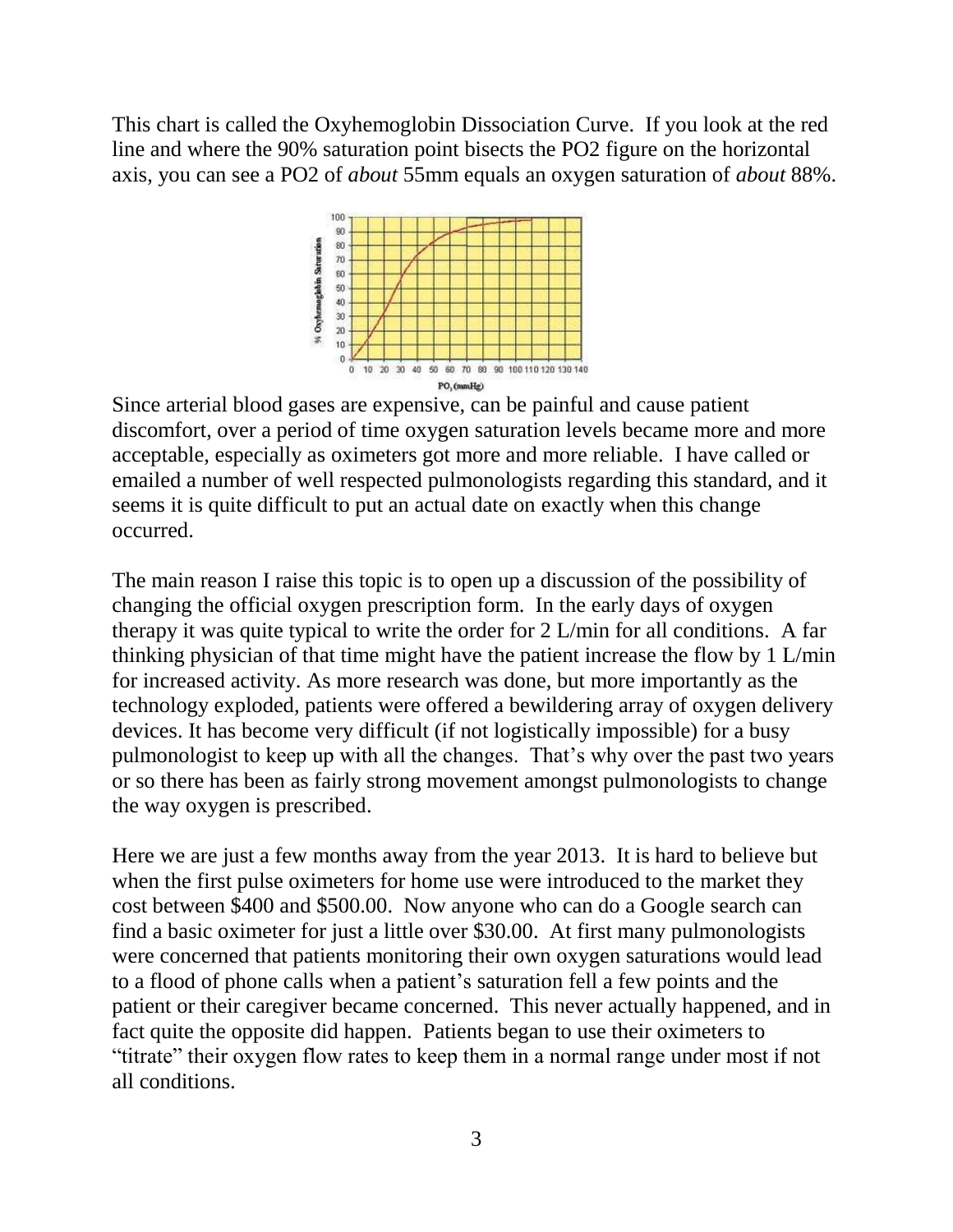This chart is called the Oxyhemoglobin Dissociation Curve. If you look at the red line and where the 90% saturation point bisects the PO2 figure on the horizontal axis, you can see a PO2 of *about* 55mm equals an oxygen saturation of *about* 88%.

Since arterial blood gases are expensive, can be painful and cause patient discomfort, over a period of time oxygen saturation levels became more and more acceptable, especially as oximeters got more and more reliable. I have called or emailed a number of well respected pulmonologists regarding this standard, and it seems it is quite difficult to put an actual date on exactly when this change occurred.

The main reason I raise this topic is to open up a discussion of the possibility of changing the official oxygen prescription form. In the early days of oxygen therapy it was quite typical to write the order for 2 L/min for all conditions. A far thinking physician of that time might have the patient increase the flow by 1 L/min for increased activity. As more research was done, but more importantly as the technology exploded, patients were offered a bewildering array of oxygen delivery devices. It has become very difficult (if not logistically impossible) for a busy pulmonologist to keep up with all the changes. That's why over the past two years or so there has been as fairly strong movement amongst pulmonologists to change the way oxygen is prescribed.

Here we are just a few months away from the year 2013. It is hard to believe but when the first pulse oximeters for home use were introduced to the market they cost between $400 and $500.00. Now anyone who can do a Google search can find a basic oximeter for just a little over $30.00. At first many pulmonologists were concerned that patients monitoring their own oxygen saturations would lead to a flood of phone calls when a patient's saturation fell a few points and the patient or their caregiver became concerned. This never actually happened, and in fact quite the opposite did happen. Patients began to use their oximeters to "titrate" their oxygen flow rates to keep them in a normal range under most if not all conditions.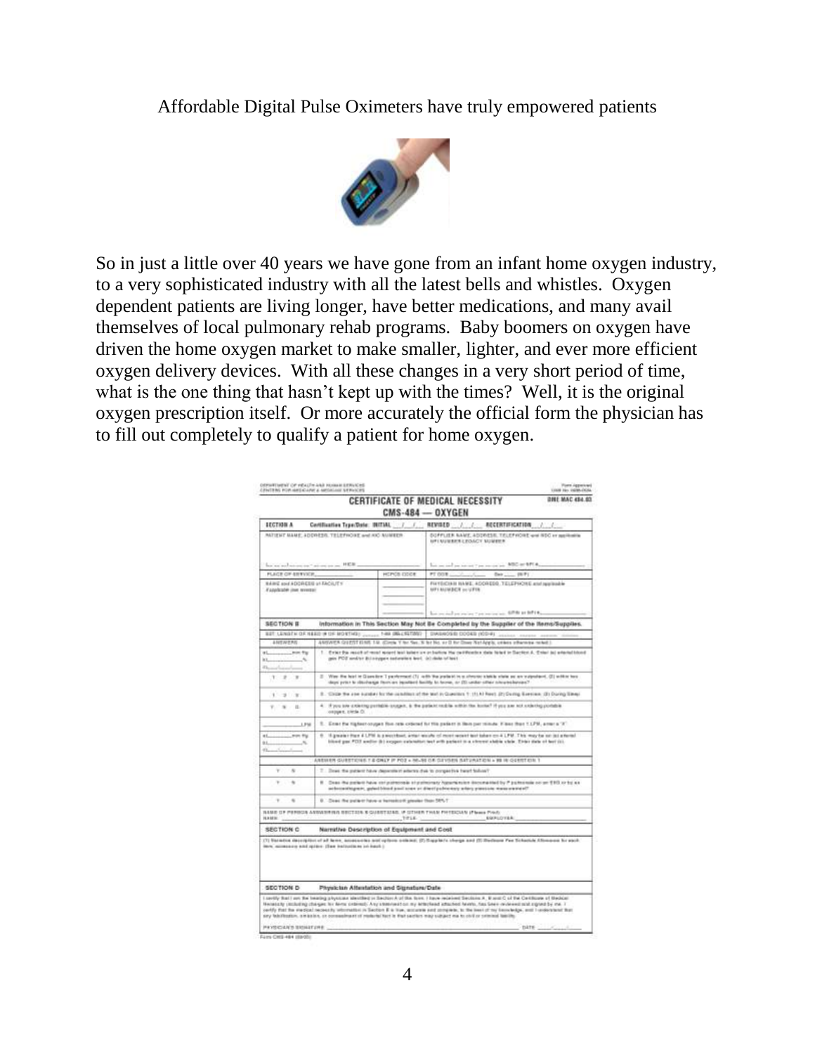Affordable Digital Pulse Oximeters have truly empowered patients

So in just a little over 40 years we have gone from an infant home oxygen industry, to a very sophisticated industry with all the latest bells and whistles. Oxygen dependent patients are living longer, have better medications, and many avail themselves of local pulmonary rehab programs. Baby boomers on oxygen have driven the home oxygen market to make smaller, lighter, and ever more efficient oxygen delivery devices. With all these changes in a very short period of time, what is the one thing that hasn't kept up with the times? Well, it is the original oxygen prescription itself. Or more accurately the official form the physician has to fill out completely to qualify a patient for home oxygen.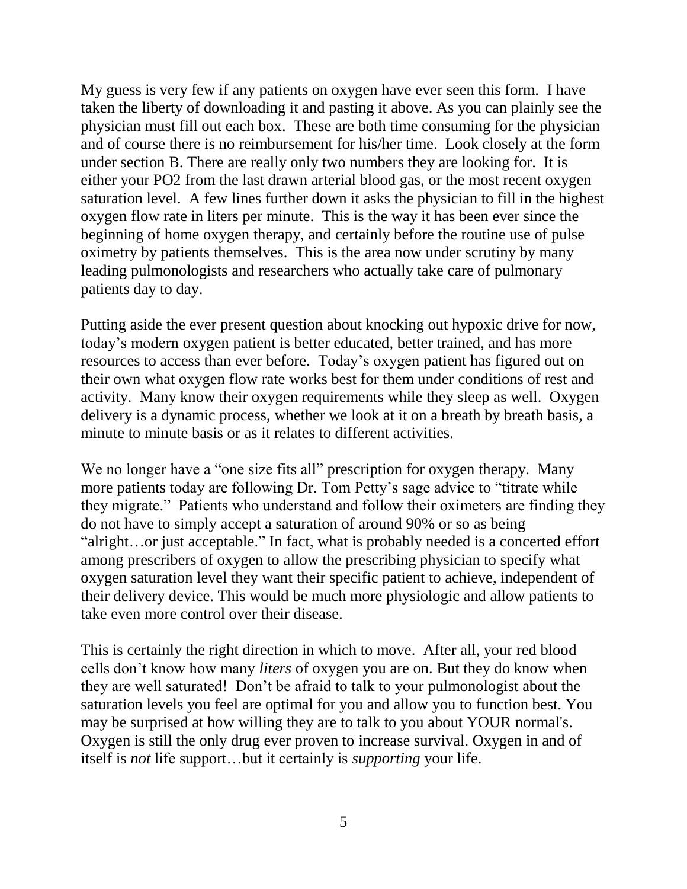My guess is very few if any patients on oxygen have ever seen this form. I have taken the liberty of downloading it and pasting it above. As you can plainly see the physician must fill out each box. These are both time consuming for the physician and of course there is no reimbursement for his/her time. Look closely at the form under section B. There are really only two numbers they are looking for. It is either your PO2 from the last drawn arterial blood gas, or the most recent oxygen saturation level. A few lines further down it asks the physician to fill in the highest oxygen flow rate in liters per minute. This is the way it has been ever since the beginning of home oxygen therapy, and certainly before the routine use of pulse oximetry by patients themselves. This is the area now under scrutiny by many leading pulmonologists and researchers who actually take care of pulmonary patients day to day.

Putting aside the ever present question about knocking out hypoxic drive for now, today's modern oxygen patient is better educated, better trained, and has more resources to access than ever before. Today's oxygen patient has figured out on their own what oxygen flow rate works best for them under conditions of rest and activity. Many know their oxygen requirements while they sleep as well. Oxygen delivery is a dynamic process, whether we look at it on a breath by breath basis, a minute to minute basis or as it relates to different activities.

We no longer have a "one size fits all" prescription for oxygen therapy. Many more patients today are following Dr. Tom Petty's sage advice to "titrate while they migrate." Patients who understand and follow their oximeters are finding they do not have to simply accept a saturation of around 90% or so as being "alright…or just acceptable." In fact, what is probably needed is a concerted effort among prescribers of oxygen to allow the prescribing physician to specify what oxygen saturation level they want their specific patient to achieve, independent of their delivery device. This would be much more physiologic and allow patients to take even more control over their disease.

This is certainly the right direction in which to move. After all, your red blood cells don't know how many *liters* of oxygen you are on. But they do know when they are well saturated! Don't be afraid to talk to your pulmonologist about the saturation levels you feel are optimal for you and allow you to function best. You may be surprised at how willing they are to talk to you about YOUR normal's. Oxygen is still the only drug ever proven to increase survival. Oxygen in and of itself is *not* life support…but it certainly is *supporting* your life.